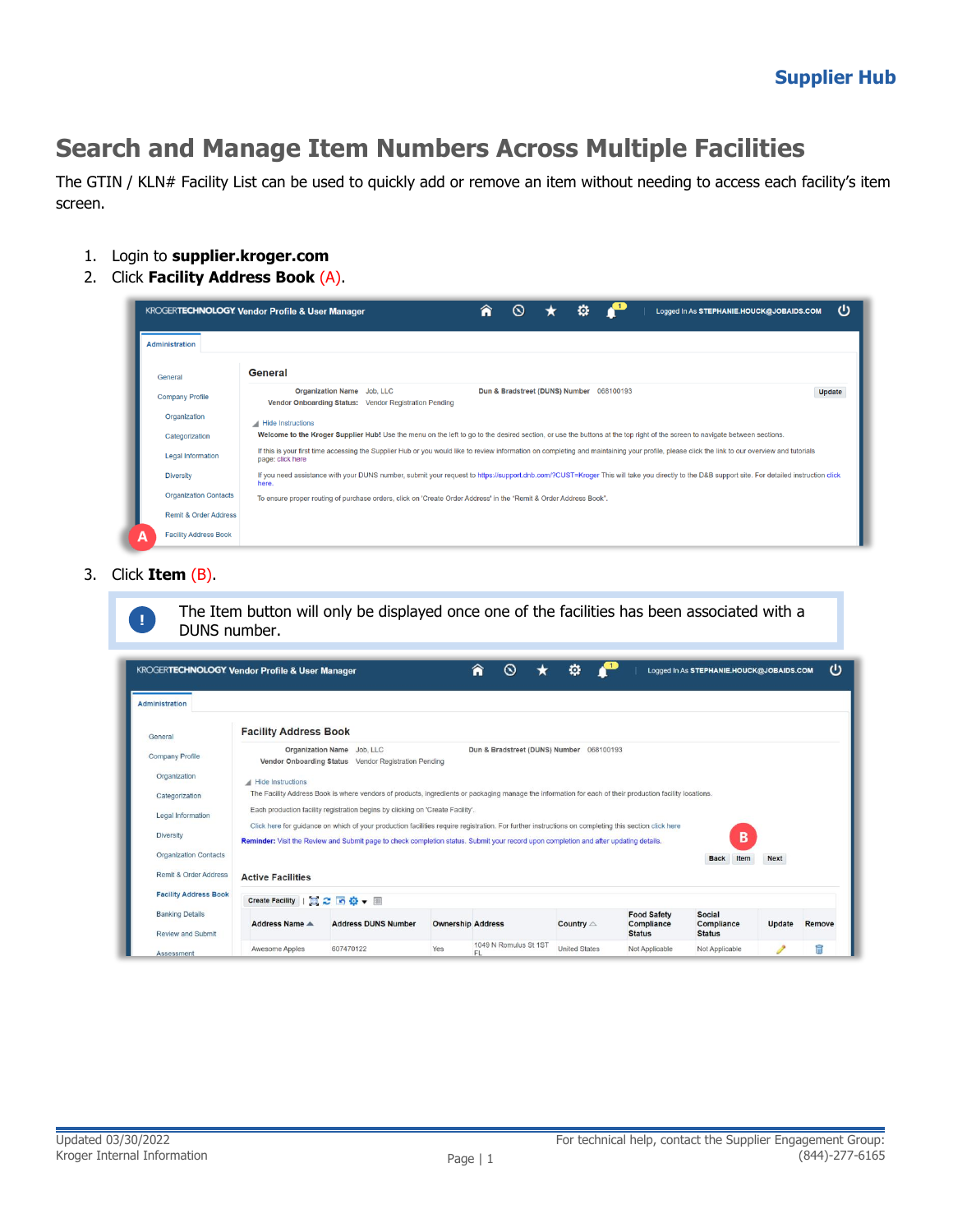# Search and Manage Item Numbers Across Multiple Facilities

The GTIN / KLN# Facility List can be used to quickly add or remove an item without needing to access each facility's item screen.

1. Login to **supplier.kroger.com**
2. Click **Facility Address Book** (A).
3. Click **Item** (B).

> The Item button will only be displayed once one of the facilities has been associated with a DUNS number.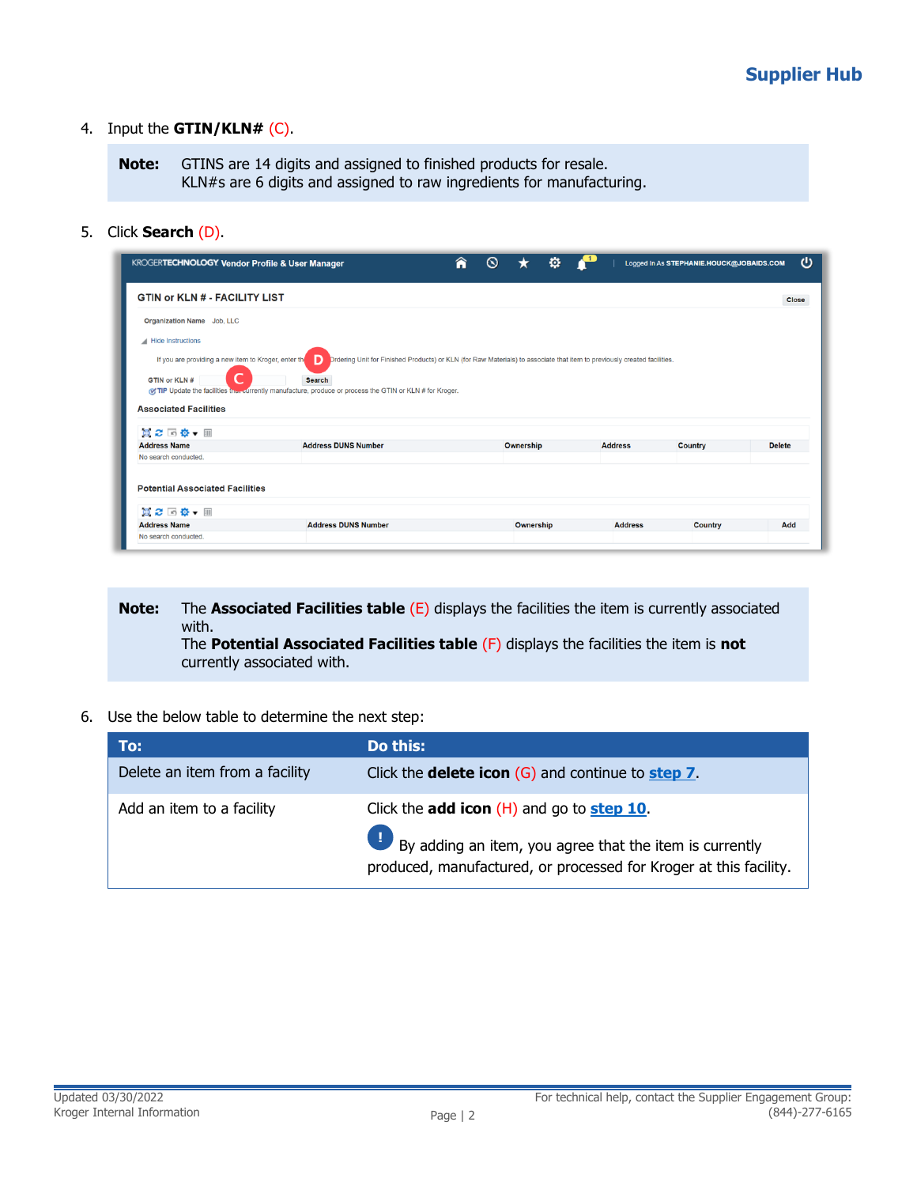4. Input the **GTIN/KLN#** (C).

> **Note:** GTINS are 14 digits and assigned to finished products for resale.
> KLN#s are 6 digits and assigned to raw ingredients for manufacturing.

5. Click **Search** (D).

> **Note:** The **Associated Facilities table** (E) displays the facilities the item is currently associated with.
> The **Potential Associated Facilities table** (F) displays the facilities the item is **not** currently associated with.

6. Use the below table to determine the next step:

| To: | Do this: |
|---|---|
| Delete an item from a facility | Click the **delete icon** (G) and continue to **step 7**. |
| Add an item to a facility | Click the **add icon** (H) and go to **step 10**. <br> ! By adding an item, you agree that the item is currently produced, manufactured, or processed for Kroger at this facility. |

Updated 03/30/2022
Kroger Internal Information

For technical help, contact the Supplier Engagement Group:
(844)-277-6165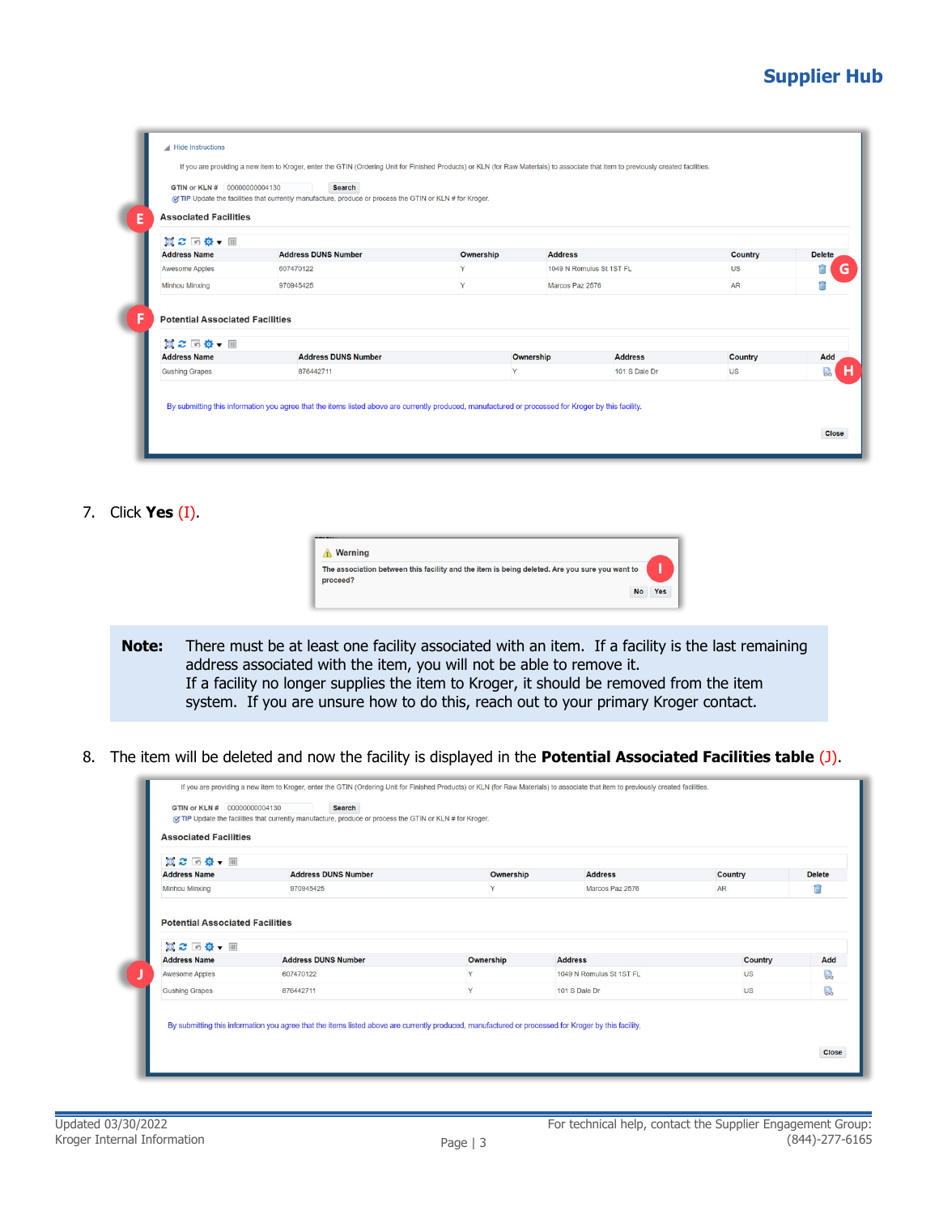7. Click **Yes** (I).

**Note:** There must be at least one facility associated with an item. If a facility is the last remaining address associated with the item, you will not be able to remove it.
If a facility no longer supplies the item to Kroger, it should be removed from the item system. If you are unsure how to do this, reach out to your primary Kroger contact.

8. The item will be deleted and now the facility is displayed in the **Potential Associated Facilities table** (J).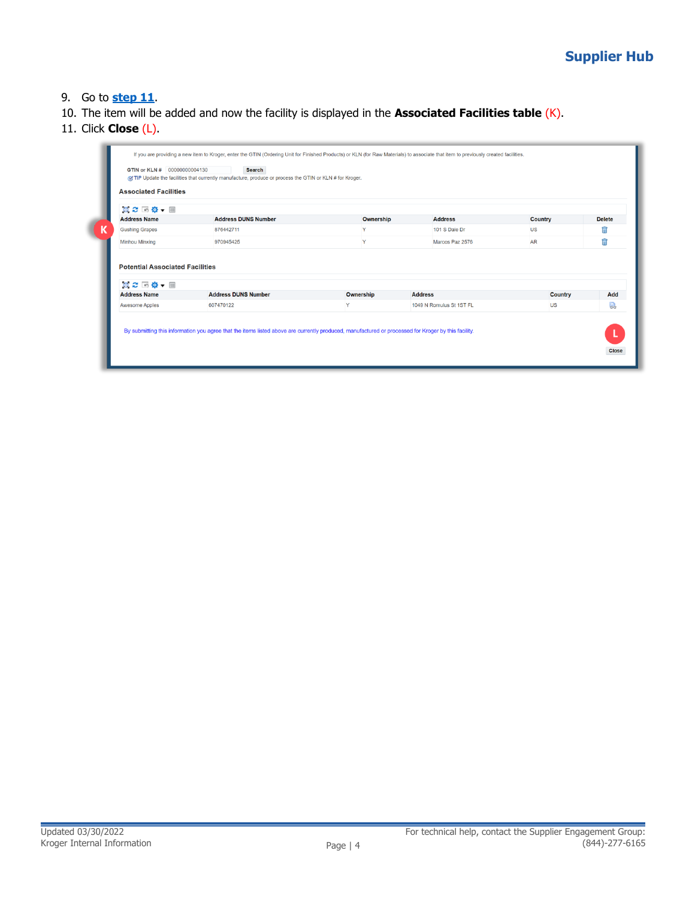9. Go to **step 11**.
10. The item will be added and now the facility is displayed in the **Associated Facilities table** (K).
11. Click **Close** (L).

If you are providing a new item to Kroger, enter the GTIN (Ordering Unit for Finished Products) or KLN (for Raw Materials) to associate that item to previously created facilities.

GTIN or KLN # 00000000004130 Search

TIP Update the facilities that currently manufacture, produce or process the GTIN or KLN # for Kroger.

**Associated Facilities**

| Address Name | Address DUNS Number | Ownership | Address | Country | Delete |
|---|---|---|---|---|---|
| Gushing Grapes | 876442711 | Y | 101 S Dale Dr | US | |
| Minhou Minxing | 970945426 | Y | Marcos Paz 2576 | AR | |

**Potential Associated Facilities**

| Address Name | Address DUNS Number | Ownership | Address | Country | Add |
|---|---|---|---|---|---|
| Awesome Apples | 607470122 | Y | 1049 N Romulus St 1ST FL | US | |

By submitting this information you agree that the items listed above are currently produced, manufactured or processed for Kroger by this facility.

Close

Updated 03/30/2022
Kroger Internal Information

For technical help, contact the Supplier Engagement Group: (844)-277-6165